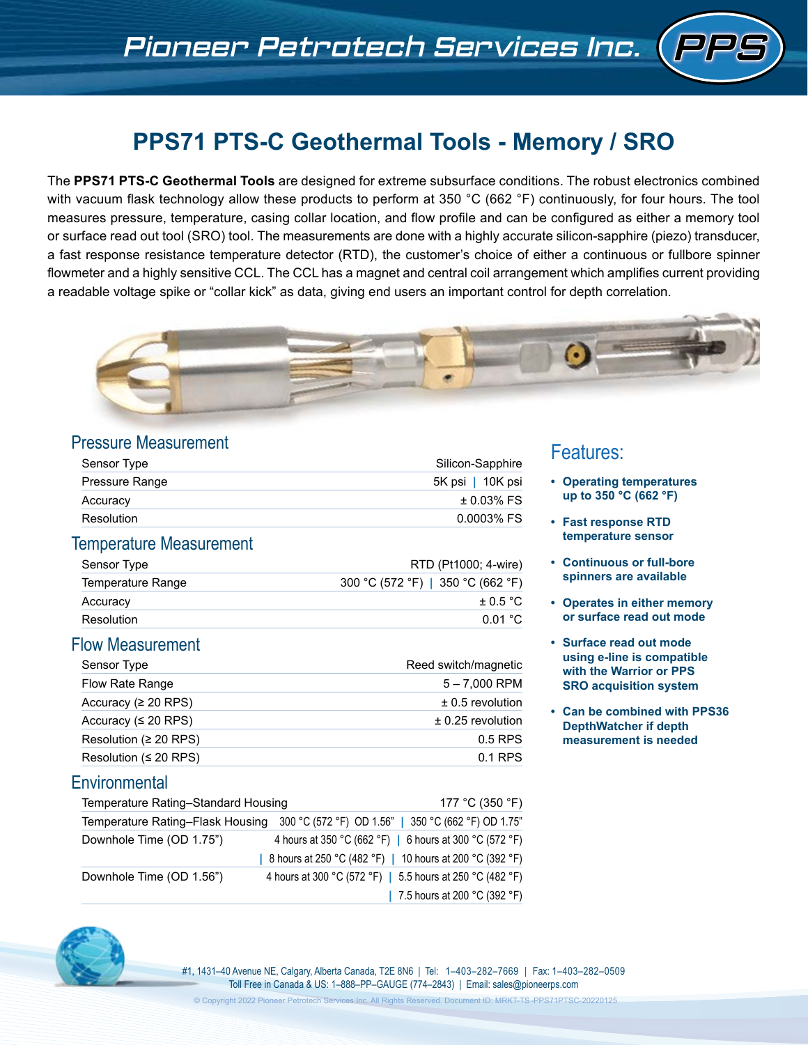# Pioneer Petrotech Services Inc.

## PPS71 PTS-C Geothermal Tools - Memory / SRO

The **PPS71 PTS-C Geothermal Tools** are designed for extreme subsurface conditions. The robust electronics combined with vacuum flask technology allow these products to perform at 350 °C (662 °F) continuously, for four hours. The tool measures pressure, temperature, casing collar location, and flow profile and can be configured as either a memory tool or surface read out tool (SRO) tool. The measurements are done with a highly accurate silicon-sapphire (piezo) transducer, a fast response resistance temperature detector (RTD), the customer's choice of either a continuous or fullbore spinner flowmeter and a highly sensitive CCL. The CCL has a magnet and central coil arrangement which amplifies current providing a readable voltage spike or "collar kick" as data, giving end users an important control for depth correlation.

### Pressure Measurement

| | |
|---|---|
| Sensor Type | Silicon-Sapphire |
| Pressure Range | 5K psi \| 10K psi |
| Accuracy | ± 0.03% FS |
| Resolution | 0.0003% FS |

### Temperature Measurement

| | |
|---|---|
| Sensor Type | RTD (Pt1000; 4-wire) |
| Temperature Range | 300 °C (572 °F) \| 350 °C (662 °F) |
| Accuracy | ± 0.5 °C |
| Resolution | 0.01 °C |

### Flow Measurement

| | |
|---|---|
| Sensor Type | Reed switch/magnetic |
| Flow Rate Range | 5 – 7,000 RPM |
| Accuracy (≥ 20 RPS) | ± 0.5 revolution |
| Accuracy (≤ 20 RPS) | ± 0.25 revolution |
| Resolution (≥ 20 RPS) | 0.5 RPS |
| Resolution (≤ 20 RPS) | 0.1 RPS |

### Environmental

| | |
|---|---|
| Temperature Rating–Standard Housing | 177 °C (350 °F) |
| Temperature Rating–Flask Housing | 300 °C (572 °F) OD 1.56" \| 350 °C (662 °F) OD 1.75" |
| Downhole Time (OD 1.75") | 4 hours at 350 °C (662 °F) \| 6 hours at 300 °C (572 °F) \| 8 hours at 250 °C (482 °F) \| 10 hours at 200 °C (392 °F) |
| Downhole Time (OD 1.56") | 4 hours at 300 °C (572 °F) \| 5.5 hours at 250 °C (482 °F) \| 7.5 hours at 200 °C (392 °F) |

### Features:

- **Operating temperatures up to 350 °C (662 °F)**
- **Fast response RTD temperature sensor**
- **Continuous or full-bore spinners are available**
- **Operates in either memory or surface read out mode**
- **Surface read out mode using e-line is compatible with the Warrior or PPS SRO acquisition system**
- **Can be combined with PPS36 DepthWatcher if depth measurement is needed**

#1, 1431–40 Avenue NE, Calgary, Alberta Canada, T2E 8N6 | Tel: 1–403–282–7669 | Fax: 1–403–282–0509
Toll Free in Canada & US: 1–888–PP–GAUGE (774–2843) | Email: sales@pioneerps.com

© Copyright 2022 Pioneer Petrotech Services Inc. All Rights Reserved. Document ID: MRKT-TS-PPS71PTSC-20220125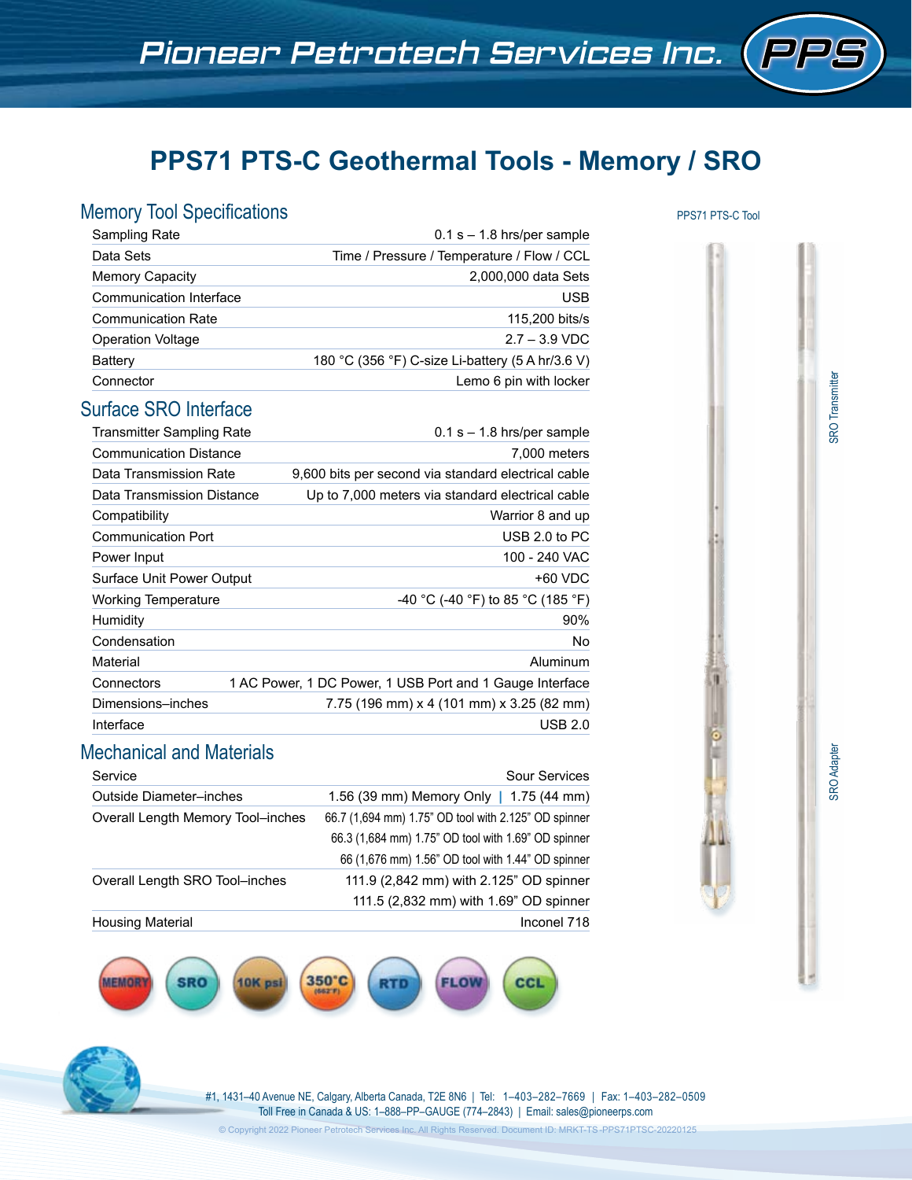# PPS71 PTS-C Geothermal Tools - Memory / SRO

## Memory Tool Specifications

| | |
|---|---|
| Sampling Rate | 0.1 s – 1.8 hrs/per sample |
| Data Sets | Time / Pressure / Temperature / Flow / CCL |
| Memory Capacity | 2,000,000 data Sets |
| Communication Interface | USB |
| Communication Rate | 115,200 bits/s |
| Operation Voltage | 2.7 – 3.9 VDC |
| Battery | 180 °C (356 °F) C-size Li-battery (5 A hr/3.6 V) |
| Connector | Lemo 6 pin with locker |

## Surface SRO Interface

| | |
|---|---|
| Transmitter Sampling Rate | 0.1 s – 1.8 hrs/per sample |
| Communication Distance | 7,000 meters |
| Data Transmission Rate | 9,600 bits per second via standard electrical cable |
| Data Transmission Distance | Up to 7,000 meters via standard electrical cable |
| Compatibility | Warrior 8 and up |
| Communication Port | USB 2.0 to PC |
| Power Input | 100 - 240 VAC |
| Surface Unit Power Output | +60 VDC |
| Working Temperature | -40 °C (-40 °F) to 85 °C (185 °F) |
| Humidity | 90% |
| Condensation | No |
| Material | Aluminum |
| Connectors | 1 AC Power, 1 DC Power, 1 USB Port and 1 Gauge Interface |
| Dimensions–inches | 7.75 (196 mm) x 4 (101 mm) x 3.25 (82 mm) |
| Interface | USB 2.0 |

## Mechanical and Materials

| | |
|---|---|
| Service | Sour Services |
| Outside Diameter–inches | 1.56 (39 mm) Memory Only \| 1.75 (44 mm) |
| Overall Length Memory Tool–inches | 66.7 (1,694 mm) 1.75" OD tool with 2.125" OD spinner |
| | 66.3 (1,684 mm) 1.75" OD tool with 1.69" OD spinner |
| | 66 (1,676 mm) 1.56" OD tool with 1.44" OD spinner |
| Overall Length SRO Tool–inches | 111.9 (2,842 mm) with 2.125" OD spinner |
| | 111.5 (2,832 mm) with 1.69" OD spinner |
| Housing Material | Inconel 718 |

PPS71 PTS-C Tool

SRO Transmitter

SRO Adapter

MEMORY SRO 10K psi 350°C (662°F) RTD FLOW CCL

#1, 1431–40 Avenue NE, Calgary, Alberta Canada, T2E 8N6 | Tel: 1–403–282–7669 | Fax: 1–403–282–0509
Toll Free in Canada & US: 1–888–PP–GAUGE (774–2843) | Email: sales@pioneerps.com

© Copyright 2022 Pioneer Petrotech Services Inc. All Rights Reserved. Document ID: MRKT-TS-PPS71PTSC-20220125